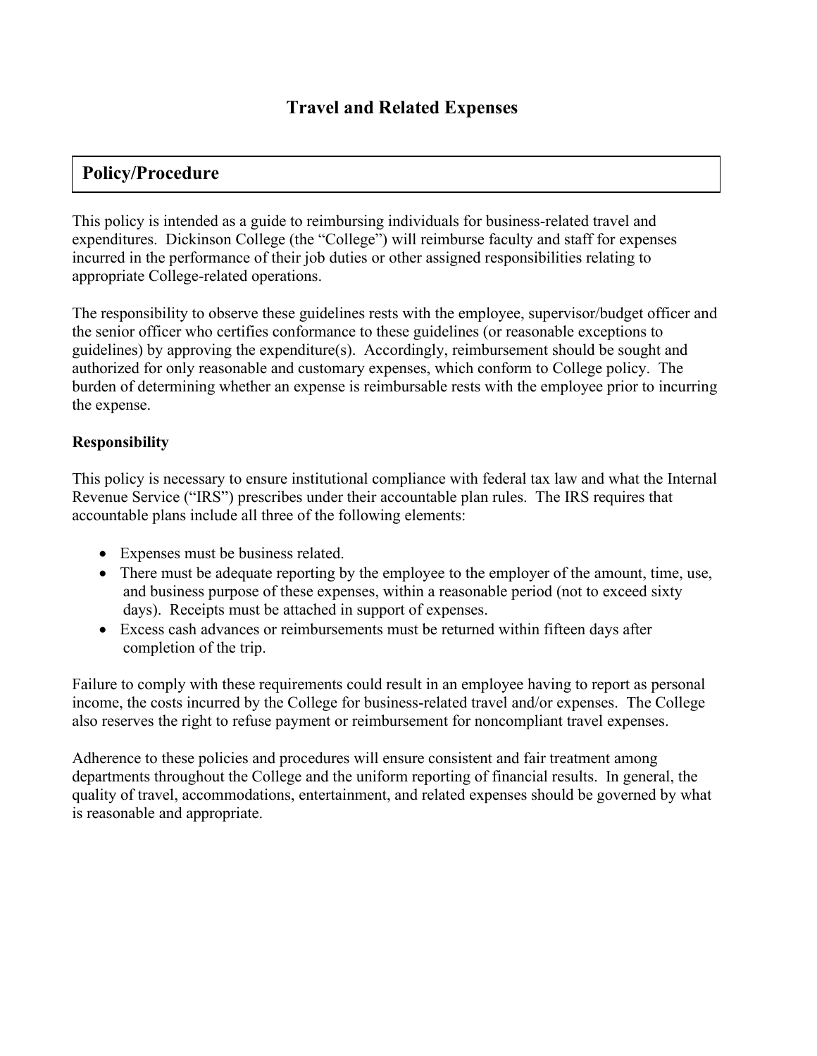# Travel and Related Expenses

## Policy/Procedure

This policy is intended as a guide to reimbursing individuals for business-related travel and expenditures. Dickinson College (the "College") will reimburse faculty and staff for expenses incurred in the performance of their job duties or other assigned responsibilities relating to appropriate College-related operations.

The responsibility to observe these guidelines rests with the employee, supervisor/budget officer and the senior officer who certifies conformance to these guidelines (or reasonable exceptions to guidelines) by approving the expenditure(s). Accordingly, reimbursement should be sought and authorized for only reasonable and customary expenses, which conform to College policy. The burden of determining whether an expense is reimbursable rests with the employee prior to incurring the expense.

**Responsibility**

This policy is necessary to ensure institutional compliance with federal tax law and what the Internal Revenue Service ("IRS") prescribes under their accountable plan rules. The IRS requires that accountable plans include all three of the following elements:

- Expenses must be business related.
- There must be adequate reporting by the employee to the employer of the amount, time, use, and business purpose of these expenses, within a reasonable period (not to exceed sixty days). Receipts must be attached in support of expenses.
- Excess cash advances or reimbursements must be returned within fifteen days after completion of the trip.

Failure to comply with these requirements could result in an employee having to report as personal income, the costs incurred by the College for business-related travel and/or expenses. The College also reserves the right to refuse payment or reimbursement for noncompliant travel expenses.

Adherence to these policies and procedures will ensure consistent and fair treatment among departments throughout the College and the uniform reporting of financial results. In general, the quality of travel, accommodations, entertainment, and related expenses should be governed by what is reasonable and appropriate.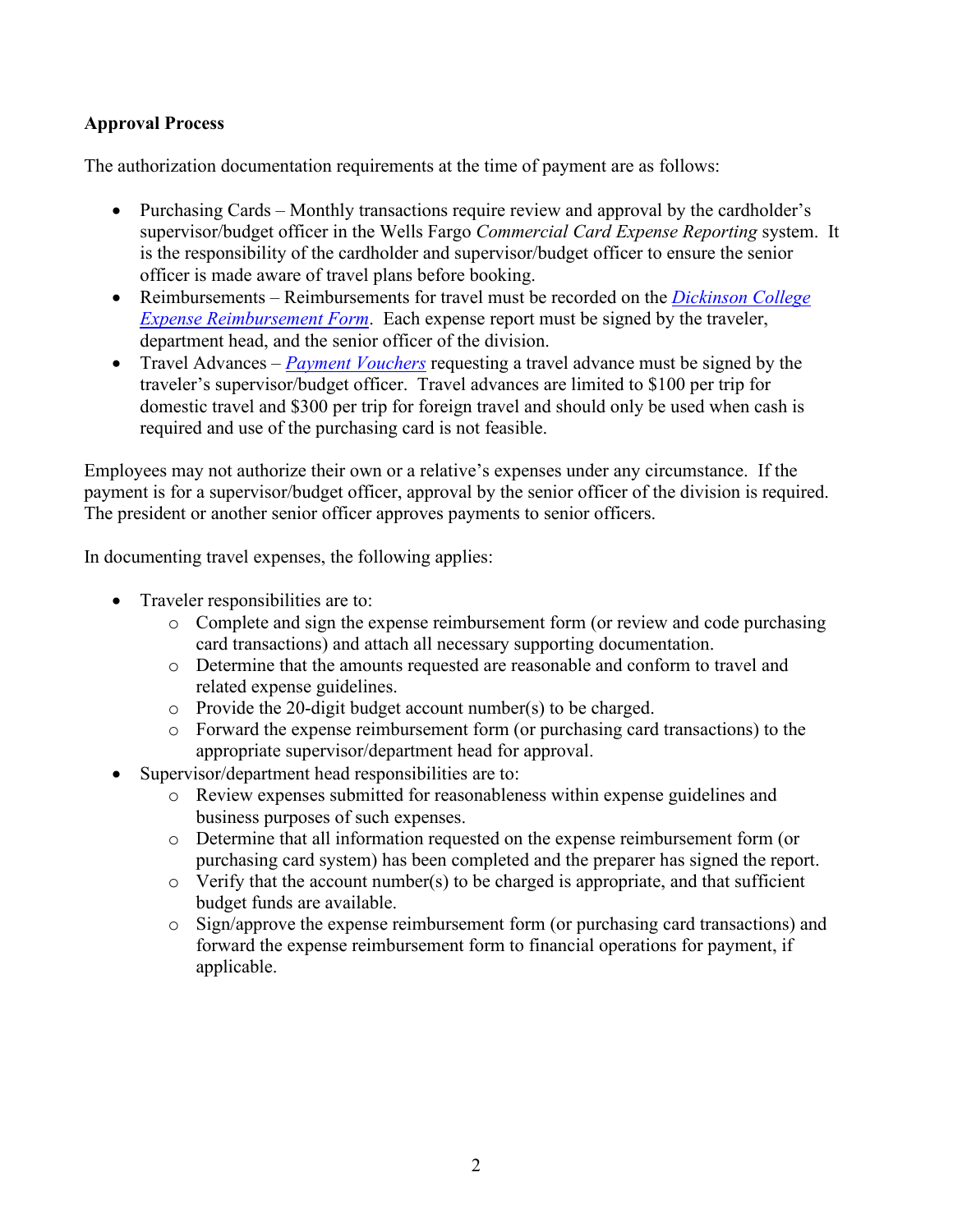**Approval Process**

The authorization documentation requirements at the time of payment are as follows:

- Purchasing Cards – Monthly transactions require review and approval by the cardholder's supervisor/budget officer in the Wells Fargo *Commercial Card Expense Reporting* system. It is the responsibility of the cardholder and supervisor/budget officer to ensure the senior officer is made aware of travel plans before booking.
- Reimbursements – Reimbursements for travel must be recorded on the *Dickinson College Expense Reimbursement Form*. Each expense report must be signed by the traveler, department head, and the senior officer of the division.
- Travel Advances – *Payment Vouchers* requesting a travel advance must be signed by the traveler's supervisor/budget officer. Travel advances are limited to $100 per trip for domestic travel and $300 per trip for foreign travel and should only be used when cash is required and use of the purchasing card is not feasible.

Employees may not authorize their own or a relative's expenses under any circumstance. If the payment is for a supervisor/budget officer, approval by the senior officer of the division is required. The president or another senior officer approves payments to senior officers.

In documenting travel expenses, the following applies:

- Traveler responsibilities are to:
  - Complete and sign the expense reimbursement form (or review and code purchasing card transactions) and attach all necessary supporting documentation.
  - Determine that the amounts requested are reasonable and conform to travel and related expense guidelines.
  - Provide the 20-digit budget account number(s) to be charged.
  - Forward the expense reimbursement form (or purchasing card transactions) to the appropriate supervisor/department head for approval.
- Supervisor/department head responsibilities are to:
  - Review expenses submitted for reasonableness within expense guidelines and business purposes of such expenses.
  - Determine that all information requested on the expense reimbursement form (or purchasing card system) has been completed and the preparer has signed the report.
  - Verify that the account number(s) to be charged is appropriate, and that sufficient budget funds are available.
  - Sign/approve the expense reimbursement form (or purchasing card transactions) and forward the expense reimbursement form to financial operations for payment, if applicable.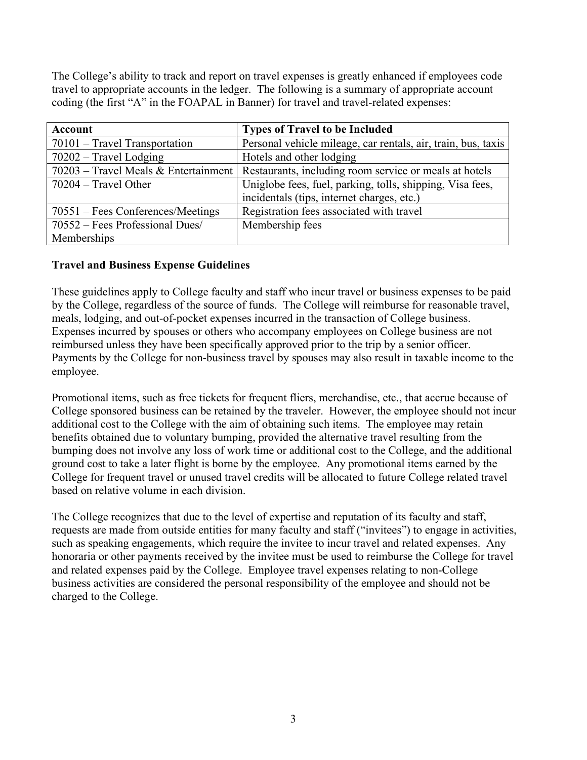The College's ability to track and report on travel expenses is greatly enhanced if employees code travel to appropriate accounts in the ledger. The following is a summary of appropriate account coding (the first "A" in the FOAPAL in Banner) for travel and travel-related expenses:

| Account | Types of Travel to be Included |
|---|---|
| 70101 – Travel Transportation | Personal vehicle mileage, car rentals, air, train, bus, taxis |
| 70202 – Travel Lodging | Hotels and other lodging |
| 70203 – Travel Meals & Entertainment | Restaurants, including room service or meals at hotels |
| 70204 – Travel Other | Uniglobe fees, fuel, parking, tolls, shipping, Visa fees, incidentals (tips, internet charges, etc.) |
| 70551 – Fees Conferences/Meetings | Registration fees associated with travel |
| 70552 – Fees Professional Dues/ Memberships | Membership fees |

**Travel and Business Expense Guidelines**

These guidelines apply to College faculty and staff who incur travel or business expenses to be paid by the College, regardless of the source of funds. The College will reimburse for reasonable travel, meals, lodging, and out-of-pocket expenses incurred in the transaction of College business. Expenses incurred by spouses or others who accompany employees on College business are not reimbursed unless they have been specifically approved prior to the trip by a senior officer. Payments by the College for non-business travel by spouses may also result in taxable income to the employee.

Promotional items, such as free tickets for frequent fliers, merchandise, etc., that accrue because of College sponsored business can be retained by the traveler. However, the employee should not incur additional cost to the College with the aim of obtaining such items. The employee may retain benefits obtained due to voluntary bumping, provided the alternative travel resulting from the bumping does not involve any loss of work time or additional cost to the College, and the additional ground cost to take a later flight is borne by the employee. Any promotional items earned by the College for frequent travel or unused travel credits will be allocated to future College related travel based on relative volume in each division.

The College recognizes that due to the level of expertise and reputation of its faculty and staff, requests are made from outside entities for many faculty and staff ("invitees") to engage in activities, such as speaking engagements, which require the invitee to incur travel and related expenses. Any honoraria or other payments received by the invitee must be used to reimburse the College for travel and related expenses paid by the College. Employee travel expenses relating to non-College business activities are considered the personal responsibility of the employee and should not be charged to the College.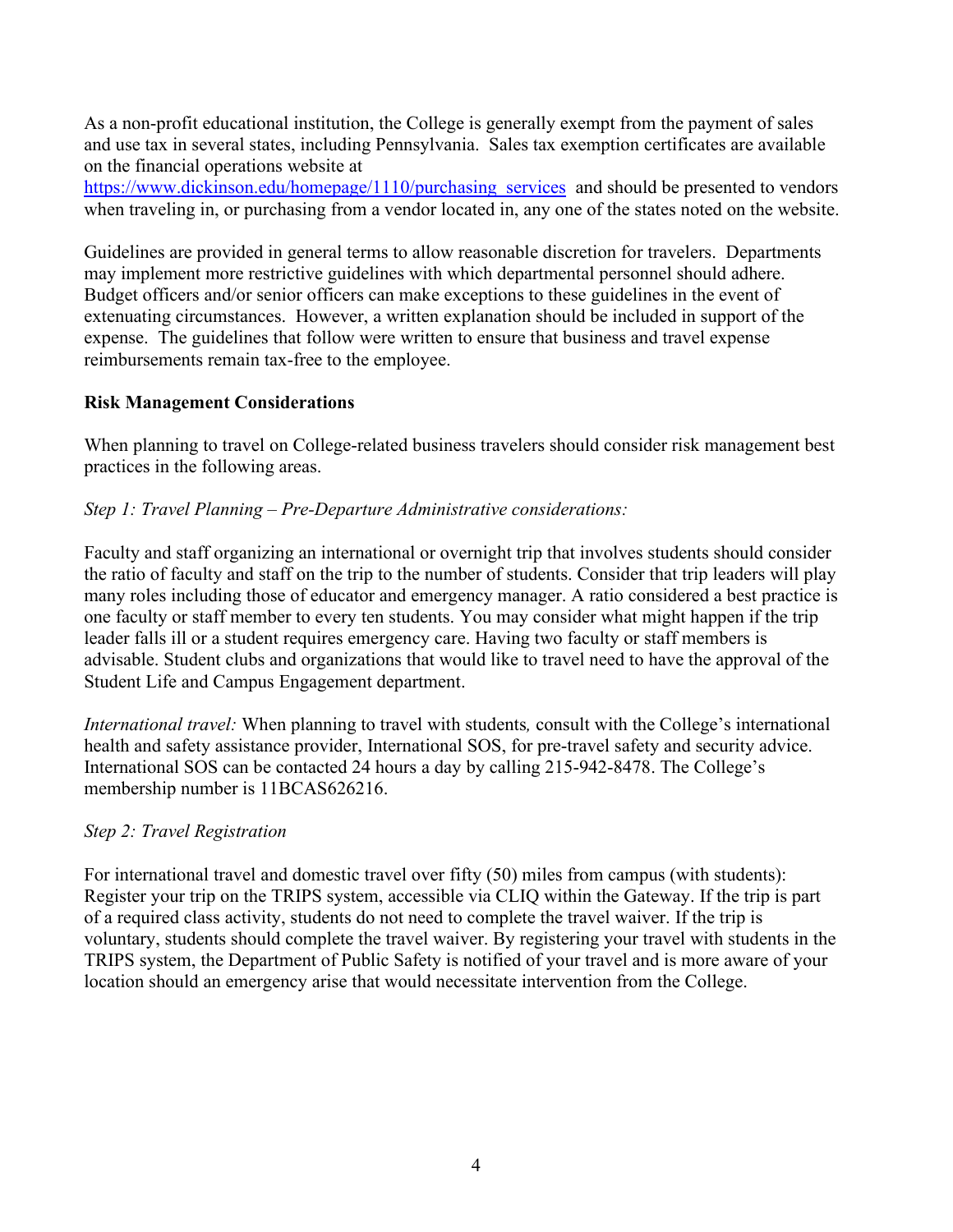As a non-profit educational institution, the College is generally exempt from the payment of sales and use tax in several states, including Pennsylvania. Sales tax exemption certificates are available on the financial operations website at [https://www.dickinson.edu/homepage/1110/purchasing_services](https://www.dickinson.edu/homepage/1110/purchasing_services) and should be presented to vendors when traveling in, or purchasing from a vendor located in, any one of the states noted on the website.

Guidelines are provided in general terms to allow reasonable discretion for travelers. Departments may implement more restrictive guidelines with which departmental personnel should adhere. Budget officers and/or senior officers can make exceptions to these guidelines in the event of extenuating circumstances. However, a written explanation should be included in support of the expense. The guidelines that follow were written to ensure that business and travel expense reimbursements remain tax-free to the employee.

**Risk Management Considerations**

When planning to travel on College-related business travelers should consider risk management best practices in the following areas.

*Step 1: Travel Planning – Pre-Departure Administrative considerations:*

Faculty and staff organizing an international or overnight trip that involves students should consider the ratio of faculty and staff on the trip to the number of students. Consider that trip leaders will play many roles including those of educator and emergency manager. A ratio considered a best practice is one faculty or staff member to every ten students. You may consider what might happen if the trip leader falls ill or a student requires emergency care. Having two faculty or staff members is advisable. Student clubs and organizations that would like to travel need to have the approval of the Student Life and Campus Engagement department.

*International travel:* When planning to travel with students, consult with the College's international health and safety assistance provider, International SOS, for pre-travel safety and security advice. International SOS can be contacted 24 hours a day by calling 215-942-8478. The College's membership number is 11BCAS626216.

*Step 2: Travel Registration*

For international travel and domestic travel over fifty (50) miles from campus (with students): Register your trip on the TRIPS system, accessible via CLIQ within the Gateway. If the trip is part of a required class activity, students do not need to complete the travel waiver. If the trip is voluntary, students should complete the travel waiver. By registering your travel with students in the TRIPS system, the Department of Public Safety is notified of your travel and is more aware of your location should an emergency arise that would necessitate intervention from the College.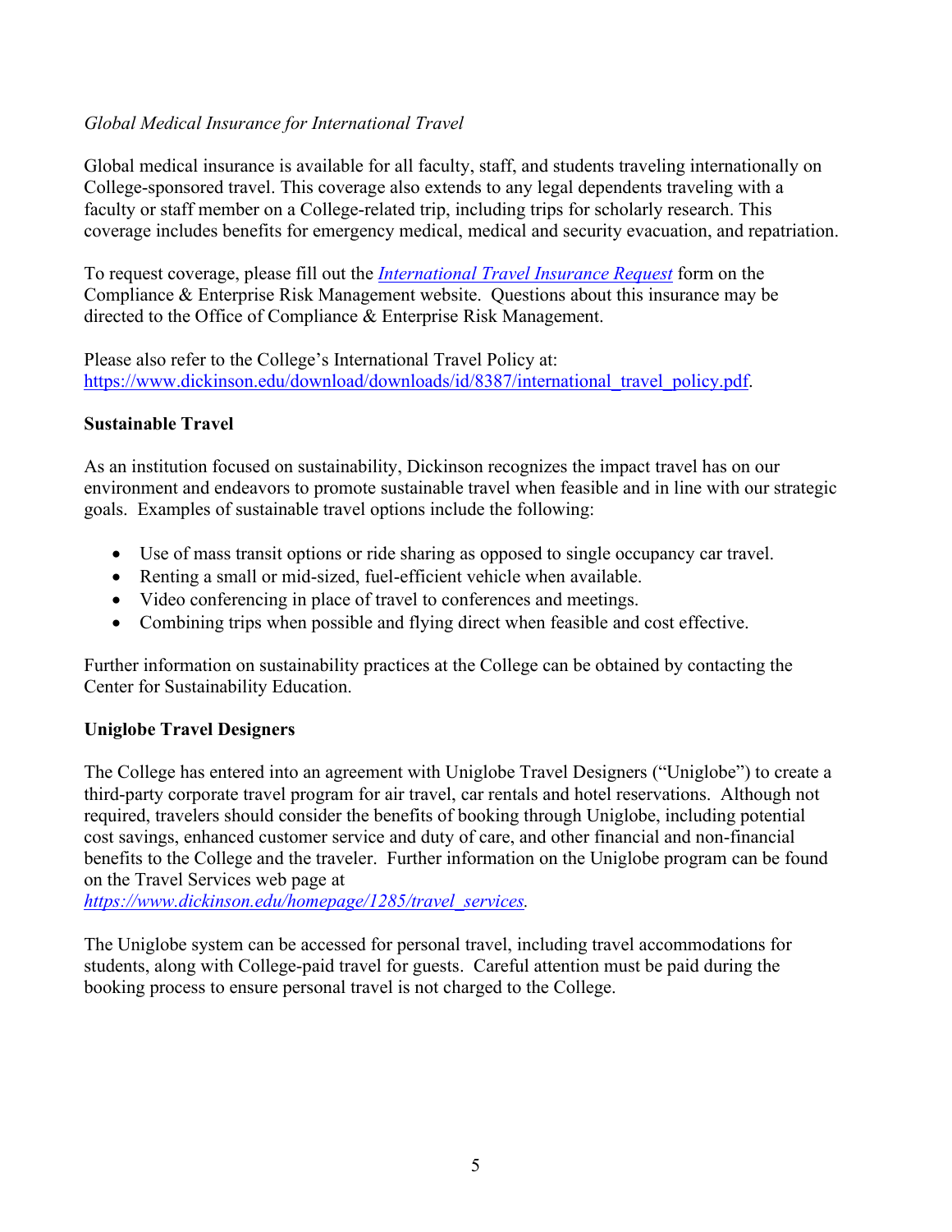*Global Medical Insurance for International Travel*

Global medical insurance is available for all faculty, staff, and students traveling internationally on College-sponsored travel. This coverage also extends to any legal dependents traveling with a faculty or staff member on a College-related trip, including trips for scholarly research. This coverage includes benefits for emergency medical, medical and security evacuation, and repatriation.

To request coverage, please fill out the *International Travel Insurance Request* form on the Compliance & Enterprise Risk Management website. Questions about this insurance may be directed to the Office of Compliance & Enterprise Risk Management.

Please also refer to the College's International Travel Policy at: https://www.dickinson.edu/download/downloads/id/8387/international_travel_policy.pdf.

**Sustainable Travel**

As an institution focused on sustainability, Dickinson recognizes the impact travel has on our environment and endeavors to promote sustainable travel when feasible and in line with our strategic goals. Examples of sustainable travel options include the following:

- Use of mass transit options or ride sharing as opposed to single occupancy car travel.
- Renting a small or mid-sized, fuel-efficient vehicle when available.
- Video conferencing in place of travel to conferences and meetings.
- Combining trips when possible and flying direct when feasible and cost effective.

Further information on sustainability practices at the College can be obtained by contacting the Center for Sustainability Education.

**Uniglobe Travel Designers**

The College has entered into an agreement with Uniglobe Travel Designers ("Uniglobe") to create a third-party corporate travel program for air travel, car rentals and hotel reservations. Although not required, travelers should consider the benefits of booking through Uniglobe, including potential cost savings, enhanced customer service and duty of care, and other financial and non-financial benefits to the College and the traveler. Further information on the Uniglobe program can be found on the Travel Services web page at *https://www.dickinson.edu/homepage/1285/travel_services.*

The Uniglobe system can be accessed for personal travel, including travel accommodations for students, along with College-paid travel for guests. Careful attention must be paid during the booking process to ensure personal travel is not charged to the College.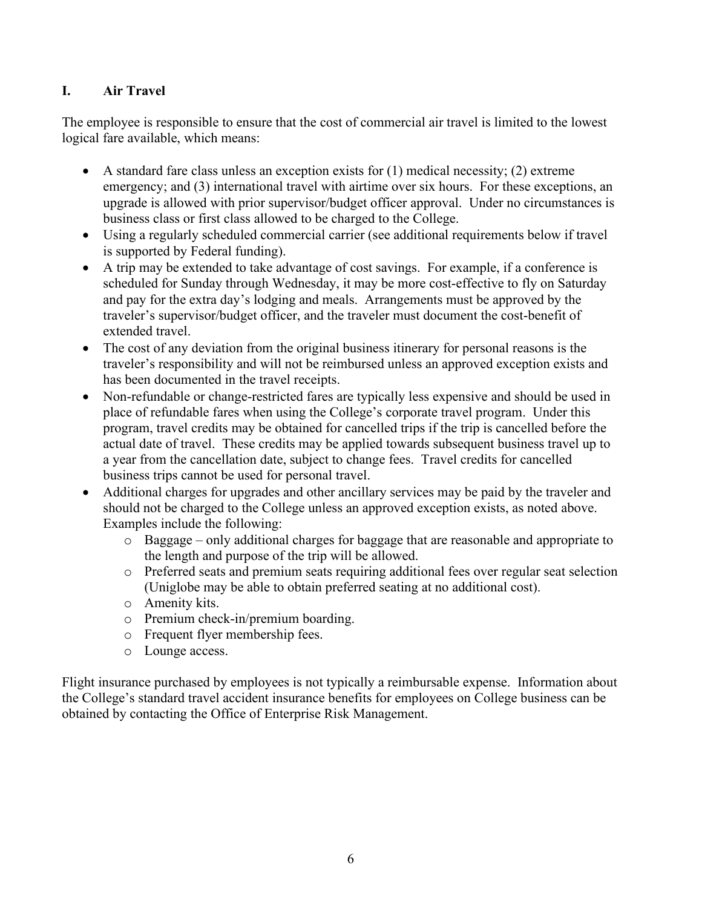## I. Air Travel

The employee is responsible to ensure that the cost of commercial air travel is limited to the lowest logical fare available, which means:

- A standard fare class unless an exception exists for (1) medical necessity; (2) extreme emergency; and (3) international travel with airtime over six hours. For these exceptions, an upgrade is allowed with prior supervisor/budget officer approval. Under no circumstances is business class or first class allowed to be charged to the College.
- Using a regularly scheduled commercial carrier (see additional requirements below if travel is supported by Federal funding).
- A trip may be extended to take advantage of cost savings. For example, if a conference is scheduled for Sunday through Wednesday, it may be more cost-effective to fly on Saturday and pay for the extra day's lodging and meals. Arrangements must be approved by the traveler's supervisor/budget officer, and the traveler must document the cost-benefit of extended travel.
- The cost of any deviation from the original business itinerary for personal reasons is the traveler's responsibility and will not be reimbursed unless an approved exception exists and has been documented in the travel receipts.
- Non-refundable or change-restricted fares are typically less expensive and should be used in place of refundable fares when using the College's corporate travel program. Under this program, travel credits may be obtained for cancelled trips if the trip is cancelled before the actual date of travel. These credits may be applied towards subsequent business travel up to a year from the cancellation date, subject to change fees. Travel credits for cancelled business trips cannot be used for personal travel.
- Additional charges for upgrades and other ancillary services may be paid by the traveler and should not be charged to the College unless an approved exception exists, as noted above. Examples include the following:
  - Baggage – only additional charges for baggage that are reasonable and appropriate to the length and purpose of the trip will be allowed.
  - Preferred seats and premium seats requiring additional fees over regular seat selection (Uniglobe may be able to obtain preferred seating at no additional cost).
  - Amenity kits.
  - Premium check-in/premium boarding.
  - Frequent flyer membership fees.
  - Lounge access.

Flight insurance purchased by employees is not typically a reimbursable expense. Information about the College's standard travel accident insurance benefits for employees on College business can be obtained by contacting the Office of Enterprise Risk Management.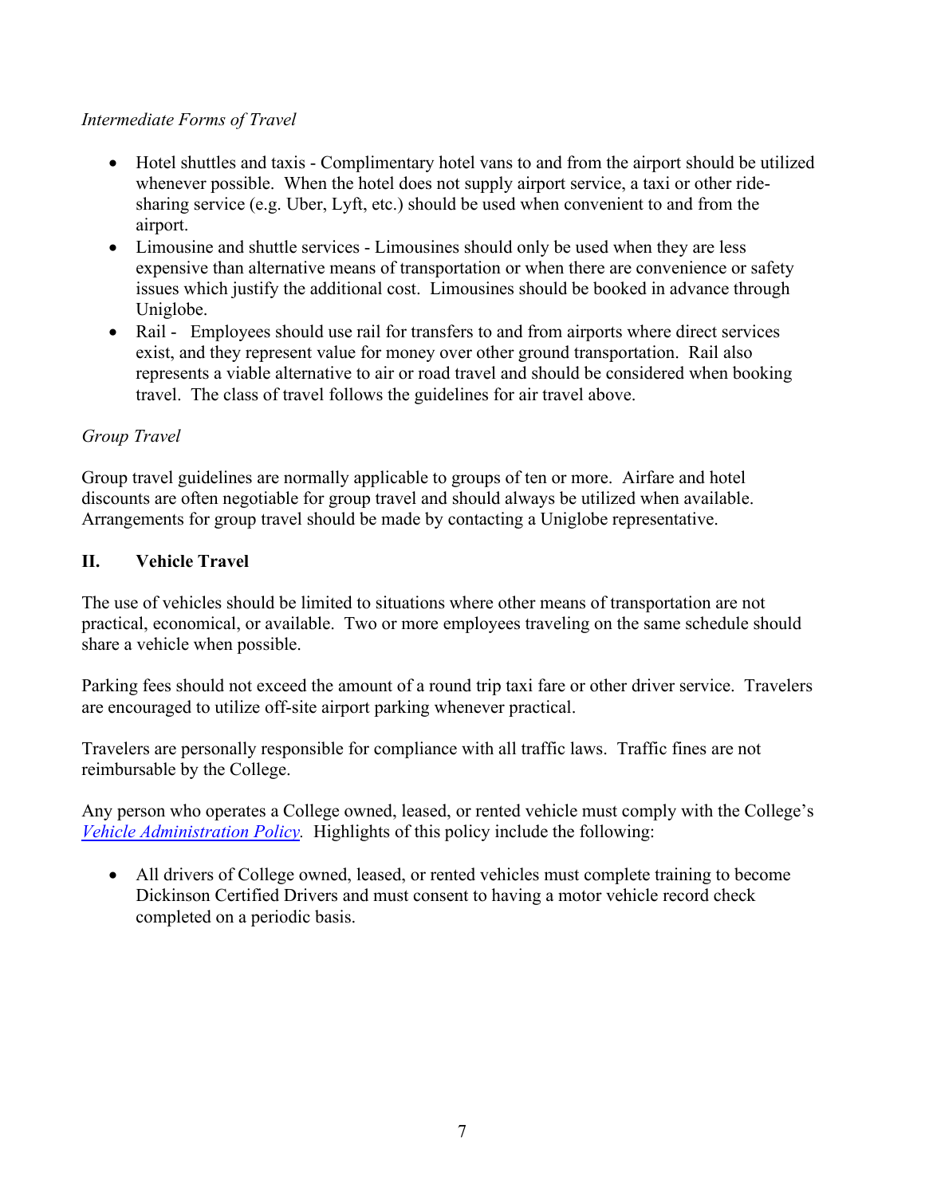*Intermediate Forms of Travel*

- Hotel shuttles and taxis - Complimentary hotel vans to and from the airport should be utilized whenever possible. When the hotel does not supply airport service, a taxi or other ride-sharing service (e.g. Uber, Lyft, etc.) should be used when convenient to and from the airport.
- Limousine and shuttle services - Limousines should only be used when they are less expensive than alternative means of transportation or when there are convenience or safety issues which justify the additional cost. Limousines should be booked in advance through Uniglobe.
- Rail - Employees should use rail for transfers to and from airports where direct services exist, and they represent value for money over other ground transportation. Rail also represents a viable alternative to air or road travel and should be considered when booking travel. The class of travel follows the guidelines for air travel above.

*Group Travel*

Group travel guidelines are normally applicable to groups of ten or more. Airfare and hotel discounts are often negotiable for group travel and should always be utilized when available. Arrangements for group travel should be made by contacting a Uniglobe representative.

## II. Vehicle Travel

The use of vehicles should be limited to situations where other means of transportation are not practical, economical, or available. Two or more employees traveling on the same schedule should share a vehicle when possible.

Parking fees should not exceed the amount of a round trip taxi fare or other driver service. Travelers are encouraged to utilize off-site airport parking whenever practical.

Travelers are personally responsible for compliance with all traffic laws. Traffic fines are not reimbursable by the College.

Any person who operates a College owned, leased, or rented vehicle must comply with the College's *Vehicle Administration Policy*. Highlights of this policy include the following:

- All drivers of College owned, leased, or rented vehicles must complete training to become Dickinson Certified Drivers and must consent to having a motor vehicle record check completed on a periodic basis.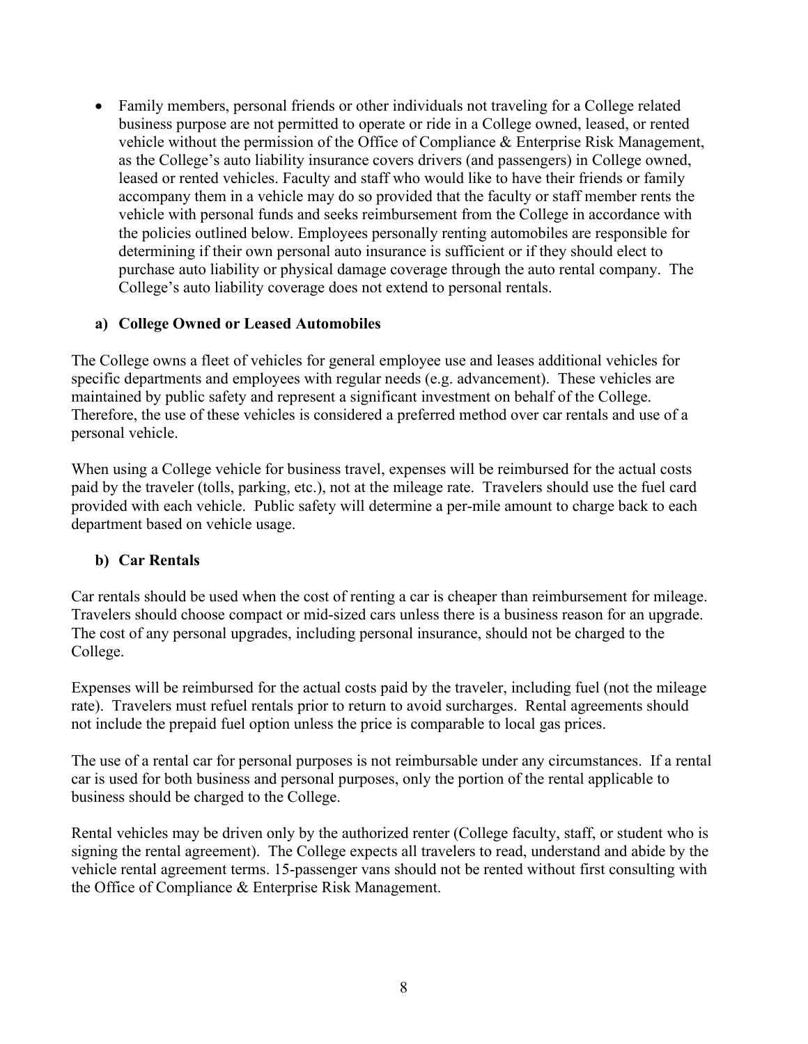- Family members, personal friends or other individuals not traveling for a College related business purpose are not permitted to operate or ride in a College owned, leased, or rented vehicle without the permission of the Office of Compliance & Enterprise Risk Management, as the College's auto liability insurance covers drivers (and passengers) in College owned, leased or rented vehicles. Faculty and staff who would like to have their friends or family accompany them in a vehicle may do so provided that the faculty or staff member rents the vehicle with personal funds and seeks reimbursement from the College in accordance with the policies outlined below. Employees personally renting automobiles are responsible for determining if their own personal auto insurance is sufficient or if they should elect to purchase auto liability or physical damage coverage through the auto rental company. The College's auto liability coverage does not extend to personal rentals.

**a) College Owned or Leased Automobiles**

The College owns a fleet of vehicles for general employee use and leases additional vehicles for specific departments and employees with regular needs (e.g. advancement). These vehicles are maintained by public safety and represent a significant investment on behalf of the College. Therefore, the use of these vehicles is considered a preferred method over car rentals and use of a personal vehicle.

When using a College vehicle for business travel, expenses will be reimbursed for the actual costs paid by the traveler (tolls, parking, etc.), not at the mileage rate. Travelers should use the fuel card provided with each vehicle. Public safety will determine a per-mile amount to charge back to each department based on vehicle usage.

**b) Car Rentals**

Car rentals should be used when the cost of renting a car is cheaper than reimbursement for mileage. Travelers should choose compact or mid-sized cars unless there is a business reason for an upgrade. The cost of any personal upgrades, including personal insurance, should not be charged to the College.

Expenses will be reimbursed for the actual costs paid by the traveler, including fuel (not the mileage rate). Travelers must refuel rentals prior to return to avoid surcharges. Rental agreements should not include the prepaid fuel option unless the price is comparable to local gas prices.

The use of a rental car for personal purposes is not reimbursable under any circumstances. If a rental car is used for both business and personal purposes, only the portion of the rental applicable to business should be charged to the College.

Rental vehicles may be driven only by the authorized renter (College faculty, staff, or student who is signing the rental agreement). The College expects all travelers to read, understand and abide by the vehicle rental agreement terms. 15-passenger vans should not be rented without first consulting with the Office of Compliance & Enterprise Risk Management.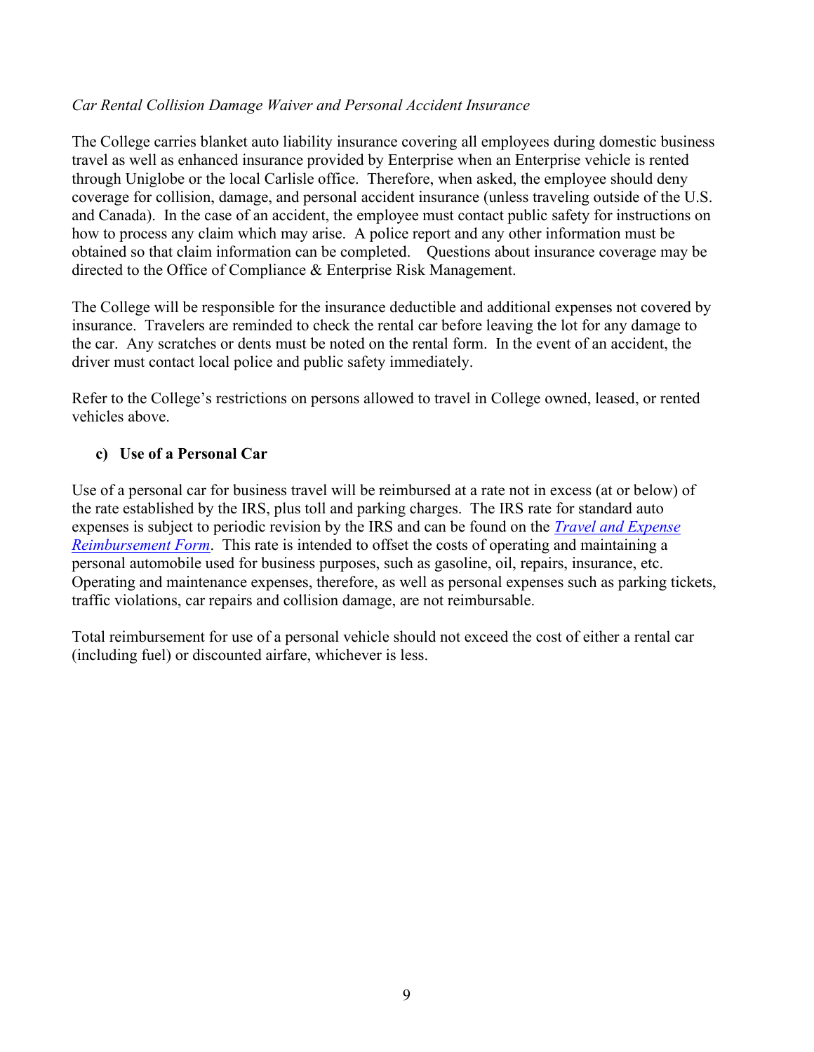*Car Rental Collision Damage Waiver and Personal Accident Insurance*

The College carries blanket auto liability insurance covering all employees during domestic business travel as well as enhanced insurance provided by Enterprise when an Enterprise vehicle is rented through Uniglobe or the local Carlisle office. Therefore, when asked, the employee should deny coverage for collision, damage, and personal accident insurance (unless traveling outside of the U.S. and Canada). In the case of an accident, the employee must contact public safety for instructions on how to process any claim which may arise. A police report and any other information must be obtained so that claim information can be completed. Questions about insurance coverage may be directed to the Office of Compliance & Enterprise Risk Management.

The College will be responsible for the insurance deductible and additional expenses not covered by insurance. Travelers are reminded to check the rental car before leaving the lot for any damage to the car. Any scratches or dents must be noted on the rental form. In the event of an accident, the driver must contact local police and public safety immediately.

Refer to the College's restrictions on persons allowed to travel in College owned, leased, or rented vehicles above.

### c) Use of a Personal Car

Use of a personal car for business travel will be reimbursed at a rate not in excess (at or below) of the rate established by the IRS, plus toll and parking charges. The IRS rate for standard auto expenses is subject to periodic revision by the IRS and can be found on the *Travel and Expense Reimbursement Form*. This rate is intended to offset the costs of operating and maintaining a personal automobile used for business purposes, such as gasoline, oil, repairs, insurance, etc. Operating and maintenance expenses, therefore, as well as personal expenses such as parking tickets, traffic violations, car repairs and collision damage, are not reimbursable.

Total reimbursement for use of a personal vehicle should not exceed the cost of either a rental car (including fuel) or discounted airfare, whichever is less.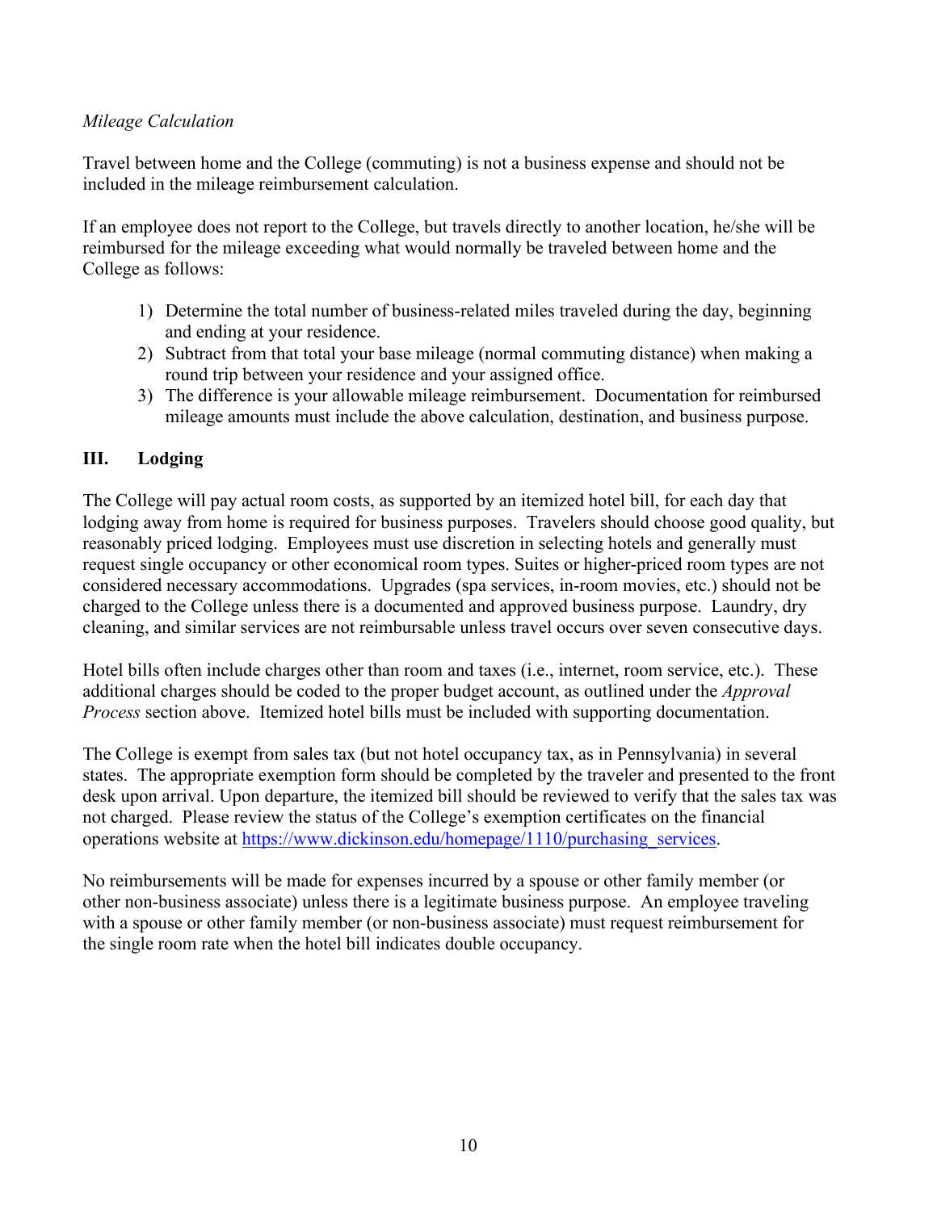*Mileage Calculation*

Travel between home and the College (commuting) is not a business expense and should not be included in the mileage reimbursement calculation.

If an employee does not report to the College, but travels directly to another location, he/she will be reimbursed for the mileage exceeding what would normally be traveled between home and the College as follows:

1) Determine the total number of business-related miles traveled during the day, beginning and ending at your residence.
2) Subtract from that total your base mileage (normal commuting distance) when making a round trip between your residence and your assigned office.
3) The difference is your allowable mileage reimbursement. Documentation for reimbursed mileage amounts must include the above calculation, destination, and business purpose.

## III. Lodging

The College will pay actual room costs, as supported by an itemized hotel bill, for each day that lodging away from home is required for business purposes. Travelers should choose good quality, but reasonably priced lodging. Employees must use discretion in selecting hotels and generally must request single occupancy or other economical room types. Suites or higher-priced room types are not considered necessary accommodations. Upgrades (spa services, in-room movies, etc.) should not be charged to the College unless there is a documented and approved business purpose. Laundry, dry cleaning, and similar services are not reimbursable unless travel occurs over seven consecutive days.

Hotel bills often include charges other than room and taxes (i.e., internet, room service, etc.). These additional charges should be coded to the proper budget account, as outlined under the *Approval Process* section above. Itemized hotel bills must be included with supporting documentation.

The College is exempt from sales tax (but not hotel occupancy tax, as in Pennsylvania) in several states. The appropriate exemption form should be completed by the traveler and presented to the front desk upon arrival. Upon departure, the itemized bill should be reviewed to verify that the sales tax was not charged. Please review the status of the College's exemption certificates on the financial operations website at [https://www.dickinson.edu/homepage/1110/purchasing_services](https://www.dickinson.edu/homepage/1110/purchasing_services).

No reimbursements will be made for expenses incurred by a spouse or other family member (or other non-business associate) unless there is a legitimate business purpose. An employee traveling with a spouse or other family member (or non-business associate) must request reimbursement for the single room rate when the hotel bill indicates double occupancy.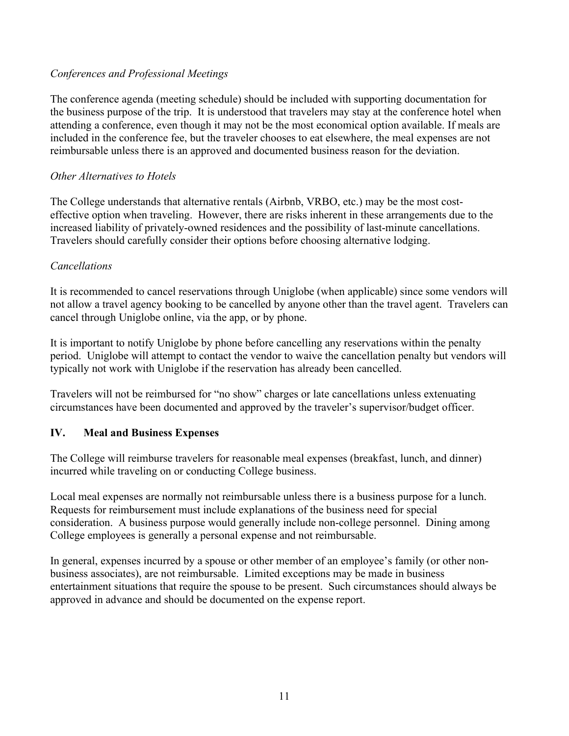*Conferences and Professional Meetings*

The conference agenda (meeting schedule) should be included with supporting documentation for the business purpose of the trip. It is understood that travelers may stay at the conference hotel when attending a conference, even though it may not be the most economical option available. If meals are included in the conference fee, but the traveler chooses to eat elsewhere, the meal expenses are not reimbursable unless there is an approved and documented business reason for the deviation.

*Other Alternatives to Hotels*

The College understands that alternative rentals (Airbnb, VRBO, etc.) may be the most cost-effective option when traveling. However, there are risks inherent in these arrangements due to the increased liability of privately-owned residences and the possibility of last-minute cancellations. Travelers should carefully consider their options before choosing alternative lodging.

*Cancellations*

It is recommended to cancel reservations through Uniglobe (when applicable) since some vendors will not allow a travel agency booking to be cancelled by anyone other than the travel agent. Travelers can cancel through Uniglobe online, via the app, or by phone.

It is important to notify Uniglobe by phone before cancelling any reservations within the penalty period. Uniglobe will attempt to contact the vendor to waive the cancellation penalty but vendors will typically not work with Uniglobe if the reservation has already been cancelled.

Travelers will not be reimbursed for "no show" charges or late cancellations unless extenuating circumstances have been documented and approved by the traveler's supervisor/budget officer.

## IV. Meal and Business Expenses

The College will reimburse travelers for reasonable meal expenses (breakfast, lunch, and dinner) incurred while traveling on or conducting College business.

Local meal expenses are normally not reimbursable unless there is a business purpose for a lunch. Requests for reimbursement must include explanations of the business need for special consideration. A business purpose would generally include non-college personnel. Dining among College employees is generally a personal expense and not reimbursable.

In general, expenses incurred by a spouse or other member of an employee's family (or other non-business associates), are not reimbursable. Limited exceptions may be made in business entertainment situations that require the spouse to be present. Such circumstances should always be approved in advance and should be documented on the expense report.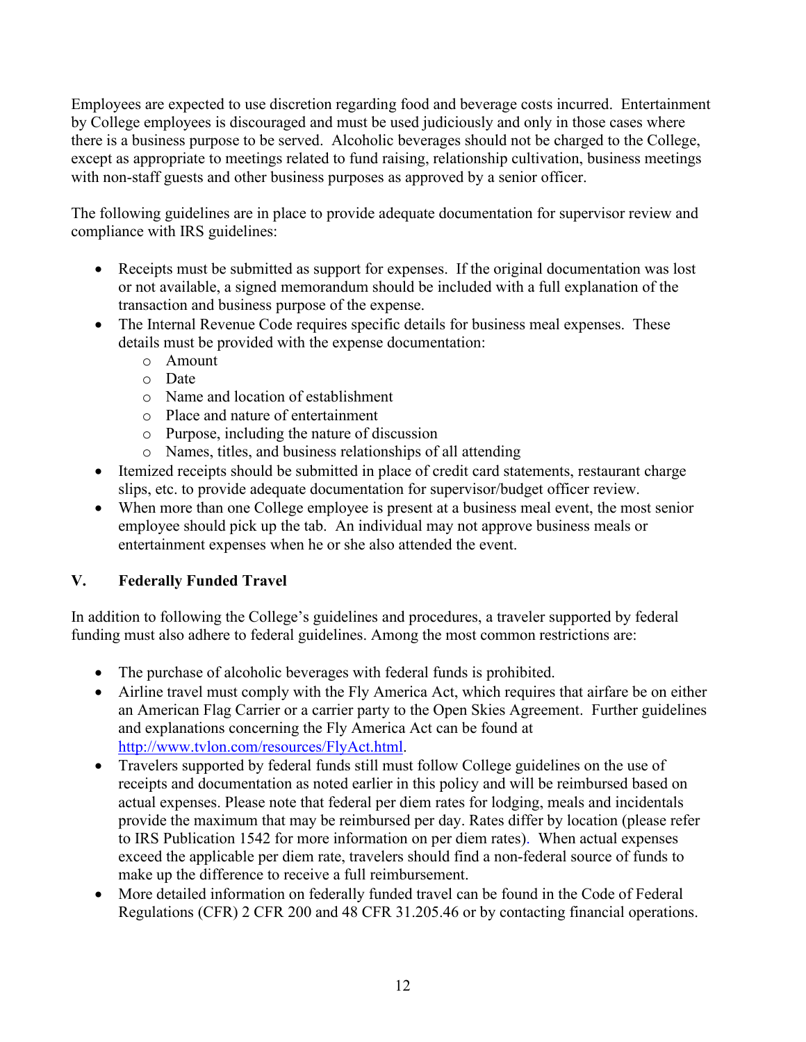Employees are expected to use discretion regarding food and beverage costs incurred. Entertainment by College employees is discouraged and must be used judiciously and only in those cases where there is a business purpose to be served. Alcoholic beverages should not be charged to the College, except as appropriate to meetings related to fund raising, relationship cultivation, business meetings with non-staff guests and other business purposes as approved by a senior officer.

The following guidelines are in place to provide adequate documentation for supervisor review and compliance with IRS guidelines:

- Receipts must be submitted as support for expenses. If the original documentation was lost or not available, a signed memorandum should be included with a full explanation of the transaction and business purpose of the expense.
- The Internal Revenue Code requires specific details for business meal expenses. These details must be provided with the expense documentation:
  - Amount
  - Date
  - Name and location of establishment
  - Place and nature of entertainment
  - Purpose, including the nature of discussion
  - Names, titles, and business relationships of all attending
- Itemized receipts should be submitted in place of credit card statements, restaurant charge slips, etc. to provide adequate documentation for supervisor/budget officer review.
- When more than one College employee is present at a business meal event, the most senior employee should pick up the tab. An individual may not approve business meals or entertainment expenses when he or she also attended the event.

## V. Federally Funded Travel

In addition to following the College's guidelines and procedures, a traveler supported by federal funding must also adhere to federal guidelines. Among the most common restrictions are:

- The purchase of alcoholic beverages with federal funds is prohibited.
- Airline travel must comply with the Fly America Act, which requires that airfare be on either an American Flag Carrier or a carrier party to the Open Skies Agreement. Further guidelines and explanations concerning the Fly America Act can be found at [http://www.tvlon.com/resources/FlyAct.html](http://www.tvlon.com/resources/FlyAct.html).
- Travelers supported by federal funds still must follow College guidelines on the use of receipts and documentation as noted earlier in this policy and will be reimbursed based on actual expenses. Please note that federal per diem rates for lodging, meals and incidentals provide the maximum that may be reimbursed per day. Rates differ by location (please refer to IRS Publication 1542 for more information on per diem rates). When actual expenses exceed the applicable per diem rate, travelers should find a non-federal source of funds to make up the difference to receive a full reimbursement.
- More detailed information on federally funded travel can be found in the Code of Federal Regulations (CFR) 2 CFR 200 and 48 CFR 31.205.46 or by contacting financial operations.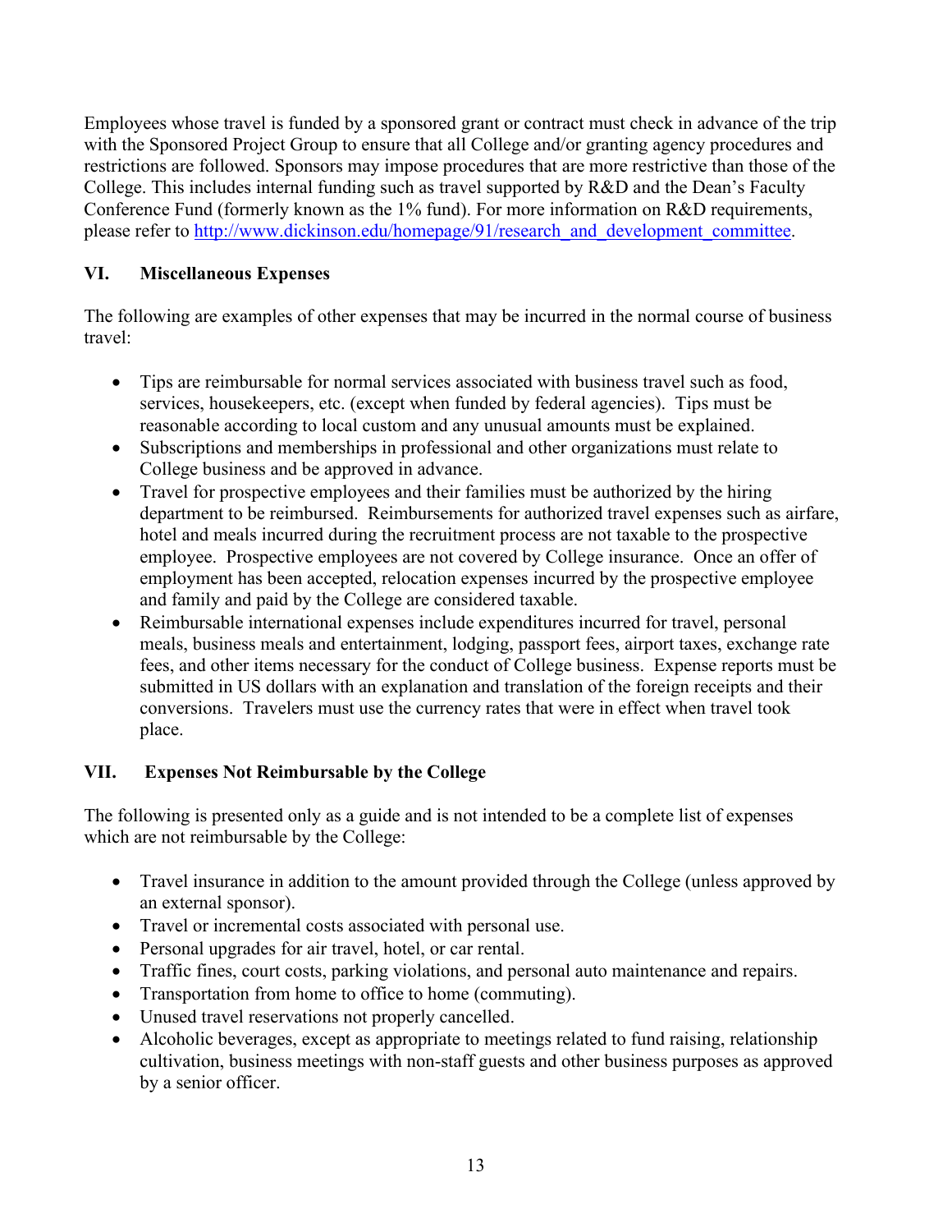Employees whose travel is funded by a sponsored grant or contract must check in advance of the trip with the Sponsored Project Group to ensure that all College and/or granting agency procedures and restrictions are followed. Sponsors may impose procedures that are more restrictive than those of the College. This includes internal funding such as travel supported by R&D and the Dean's Faculty Conference Fund (formerly known as the 1% fund). For more information on R&D requirements, please refer to [http://www.dickinson.edu/homepage/91/research_and_development_committee](http://www.dickinson.edu/homepage/91/research_and_development_committee).

## VI. Miscellaneous Expenses

The following are examples of other expenses that may be incurred in the normal course of business travel:

- Tips are reimbursable for normal services associated with business travel such as food, services, housekeepers, etc. (except when funded by federal agencies). Tips must be reasonable according to local custom and any unusual amounts must be explained.
- Subscriptions and memberships in professional and other organizations must relate to College business and be approved in advance.
- Travel for prospective employees and their families must be authorized by the hiring department to be reimbursed. Reimbursements for authorized travel expenses such as airfare, hotel and meals incurred during the recruitment process are not taxable to the prospective employee. Prospective employees are not covered by College insurance. Once an offer of employment has been accepted, relocation expenses incurred by the prospective employee and family and paid by the College are considered taxable.
- Reimbursable international expenses include expenditures incurred for travel, personal meals, business meals and entertainment, lodging, passport fees, airport taxes, exchange rate fees, and other items necessary for the conduct of College business. Expense reports must be submitted in US dollars with an explanation and translation of the foreign receipts and their conversions. Travelers must use the currency rates that were in effect when travel took place.

## VII. Expenses Not Reimbursable by the College

The following is presented only as a guide and is not intended to be a complete list of expenses which are not reimbursable by the College:

- Travel insurance in addition to the amount provided through the College (unless approved by an external sponsor).
- Travel or incremental costs associated with personal use.
- Personal upgrades for air travel, hotel, or car rental.
- Traffic fines, court costs, parking violations, and personal auto maintenance and repairs.
- Transportation from home to office to home (commuting).
- Unused travel reservations not properly cancelled.
- Alcoholic beverages, except as appropriate to meetings related to fund raising, relationship cultivation, business meetings with non-staff guests and other business purposes as approved by a senior officer.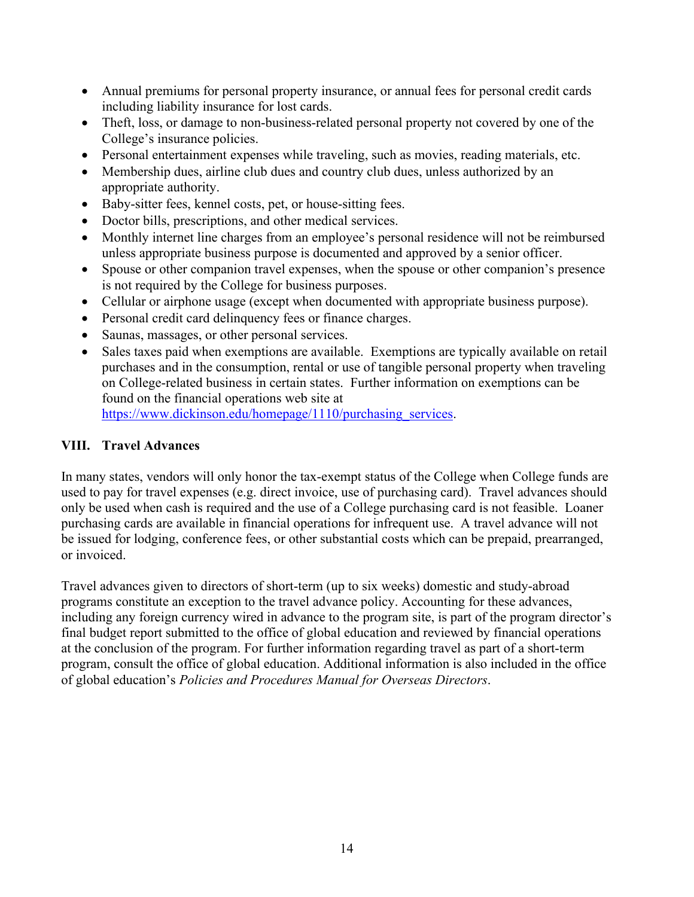- Annual premiums for personal property insurance, or annual fees for personal credit cards including liability insurance for lost cards.
- Theft, loss, or damage to non-business-related personal property not covered by one of the College's insurance policies.
- Personal entertainment expenses while traveling, such as movies, reading materials, etc.
- Membership dues, airline club dues and country club dues, unless authorized by an appropriate authority.
- Baby-sitter fees, kennel costs, pet, or house-sitting fees.
- Doctor bills, prescriptions, and other medical services.
- Monthly internet line charges from an employee's personal residence will not be reimbursed unless appropriate business purpose is documented and approved by a senior officer.
- Spouse or other companion travel expenses, when the spouse or other companion's presence is not required by the College for business purposes.
- Cellular or airphone usage (except when documented with appropriate business purpose).
- Personal credit card delinquency fees or finance charges.
- Saunas, massages, or other personal services.
- Sales taxes paid when exemptions are available. Exemptions are typically available on retail purchases and in the consumption, rental or use of tangible personal property when traveling on College-related business in certain states. Further information on exemptions can be found on the financial operations web site at https://www.dickinson.edu/homepage/1110/purchasing_services.

## VIII. Travel Advances

In many states, vendors will only honor the tax-exempt status of the College when College funds are used to pay for travel expenses (e.g. direct invoice, use of purchasing card). Travel advances should only be used when cash is required and the use of a College purchasing card is not feasible. Loaner purchasing cards are available in financial operations for infrequent use. A travel advance will not be issued for lodging, conference fees, or other substantial costs which can be prepaid, prearranged, or invoiced.

Travel advances given to directors of short-term (up to six weeks) domestic and study-abroad programs constitute an exception to the travel advance policy. Accounting for these advances, including any foreign currency wired in advance to the program site, is part of the program director's final budget report submitted to the office of global education and reviewed by financial operations at the conclusion of the program. For further information regarding travel as part of a short-term program, consult the office of global education. Additional information is also included in the office of global education's *Policies and Procedures Manual for Overseas Directors*.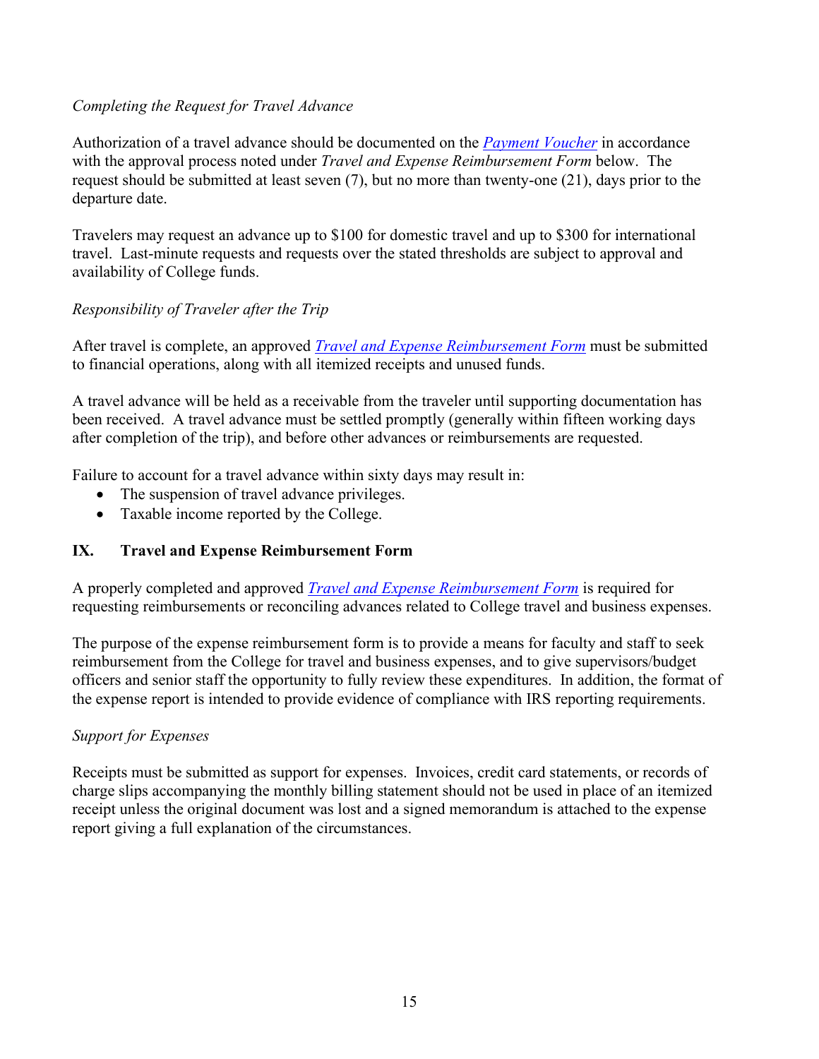*Completing the Request for Travel Advance*

Authorization of a travel advance should be documented on the *Payment Voucher* in accordance with the approval process noted under *Travel and Expense Reimbursement Form* below. The request should be submitted at least seven (7), but no more than twenty-one (21), days prior to the departure date.

Travelers may request an advance up to $100 for domestic travel and up to $300 for international travel. Last-minute requests and requests over the stated thresholds are subject to approval and availability of College funds.

*Responsibility of Traveler after the Trip*

After travel is complete, an approved *Travel and Expense Reimbursement Form* must be submitted to financial operations, along with all itemized receipts and unused funds.

A travel advance will be held as a receivable from the traveler until supporting documentation has been received. A travel advance must be settled promptly (generally within fifteen working days after completion of the trip), and before other advances or reimbursements are requested.

Failure to account for a travel advance within sixty days may result in:

- The suspension of travel advance privileges.
- Taxable income reported by the College.

## IX. Travel and Expense Reimbursement Form

A properly completed and approved *Travel and Expense Reimbursement Form* is required for requesting reimbursements or reconciling advances related to College travel and business expenses.

The purpose of the expense reimbursement form is to provide a means for faculty and staff to seek reimbursement from the College for travel and business expenses, and to give supervisors/budget officers and senior staff the opportunity to fully review these expenditures. In addition, the format of the expense report is intended to provide evidence of compliance with IRS reporting requirements.

*Support for Expenses*

Receipts must be submitted as support for expenses. Invoices, credit card statements, or records of charge slips accompanying the monthly billing statement should not be used in place of an itemized receipt unless the original document was lost and a signed memorandum is attached to the expense report giving a full explanation of the circumstances.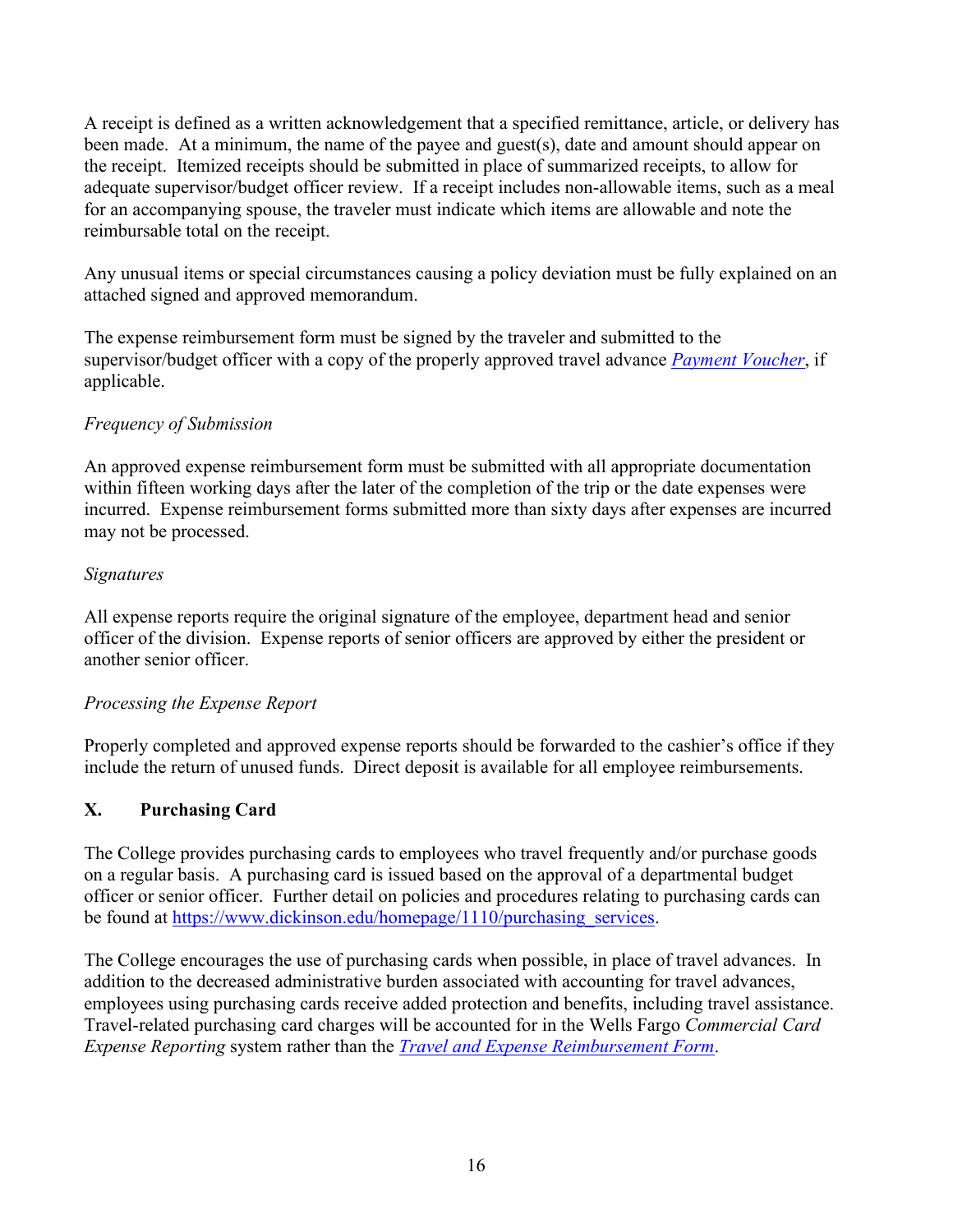A receipt is defined as a written acknowledgement that a specified remittance, article, or delivery has been made. At a minimum, the name of the payee and guest(s), date and amount should appear on the receipt. Itemized receipts should be submitted in place of summarized receipts, to allow for adequate supervisor/budget officer review. If a receipt includes non-allowable items, such as a meal for an accompanying spouse, the traveler must indicate which items are allowable and note the reimbursable total on the receipt.

Any unusual items or special circumstances causing a policy deviation must be fully explained on an attached signed and approved memorandum.

The expense reimbursement form must be signed by the traveler and submitted to the supervisor/budget officer with a copy of the properly approved travel advance *Payment Voucher*, if applicable.

*Frequency of Submission*

An approved expense reimbursement form must be submitted with all appropriate documentation within fifteen working days after the later of the completion of the trip or the date expenses were incurred. Expense reimbursement forms submitted more than sixty days after expenses are incurred may not be processed.

*Signatures*

All expense reports require the original signature of the employee, department head and senior officer of the division. Expense reports of senior officers are approved by either the president or another senior officer.

*Processing the Expense Report*

Properly completed and approved expense reports should be forwarded to the cashier's office if they include the return of unused funds. Direct deposit is available for all employee reimbursements.

## X. Purchasing Card

The College provides purchasing cards to employees who travel frequently and/or purchase goods on a regular basis. A purchasing card is issued based on the approval of a departmental budget officer or senior officer. Further detail on policies and procedures relating to purchasing cards can be found at https://www.dickinson.edu/homepage/1110/purchasing_services.

The College encourages the use of purchasing cards when possible, in place of travel advances. In addition to the decreased administrative burden associated with accounting for travel advances, employees using purchasing cards receive added protection and benefits, including travel assistance. Travel-related purchasing card charges will be accounted for in the Wells Fargo *Commercial Card Expense Reporting* system rather than the *Travel and Expense Reimbursement Form*.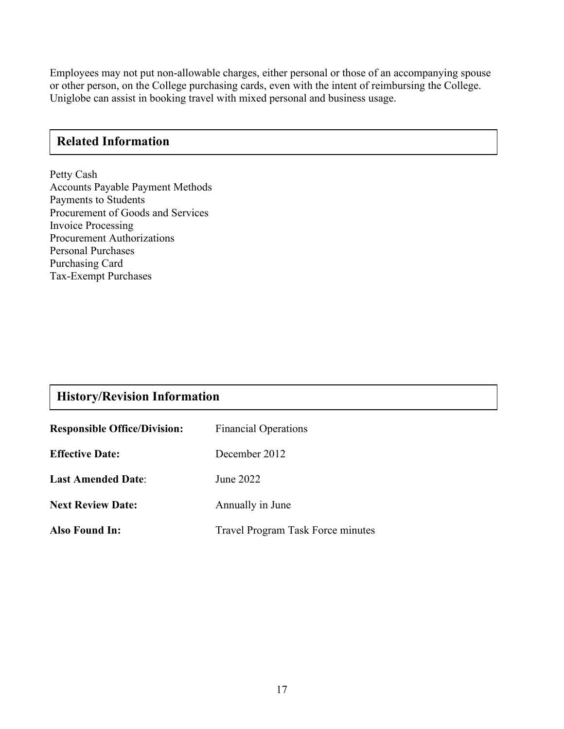Employees may not put non-allowable charges, either personal or those of an accompanying spouse or other person, on the College purchasing cards, even with the intent of reimbursing the College. Uniglobe can assist in booking travel with mixed personal and business usage.

## Related Information

Petty Cash
Accounts Payable Payment Methods
Payments to Students
Procurement of Goods and Services
Invoice Processing
Procurement Authorizations
Personal Purchases
Purchasing Card
Tax-Exempt Purchases

## History/Revision Information

| | |
|---|---|
| **Responsible Office/Division:** | Financial Operations |
| **Effective Date:** | December 2012 |
| **Last Amended Date**: | June 2022 |
| **Next Review Date:** | Annually in June |
| **Also Found In:** | Travel Program Task Force minutes |